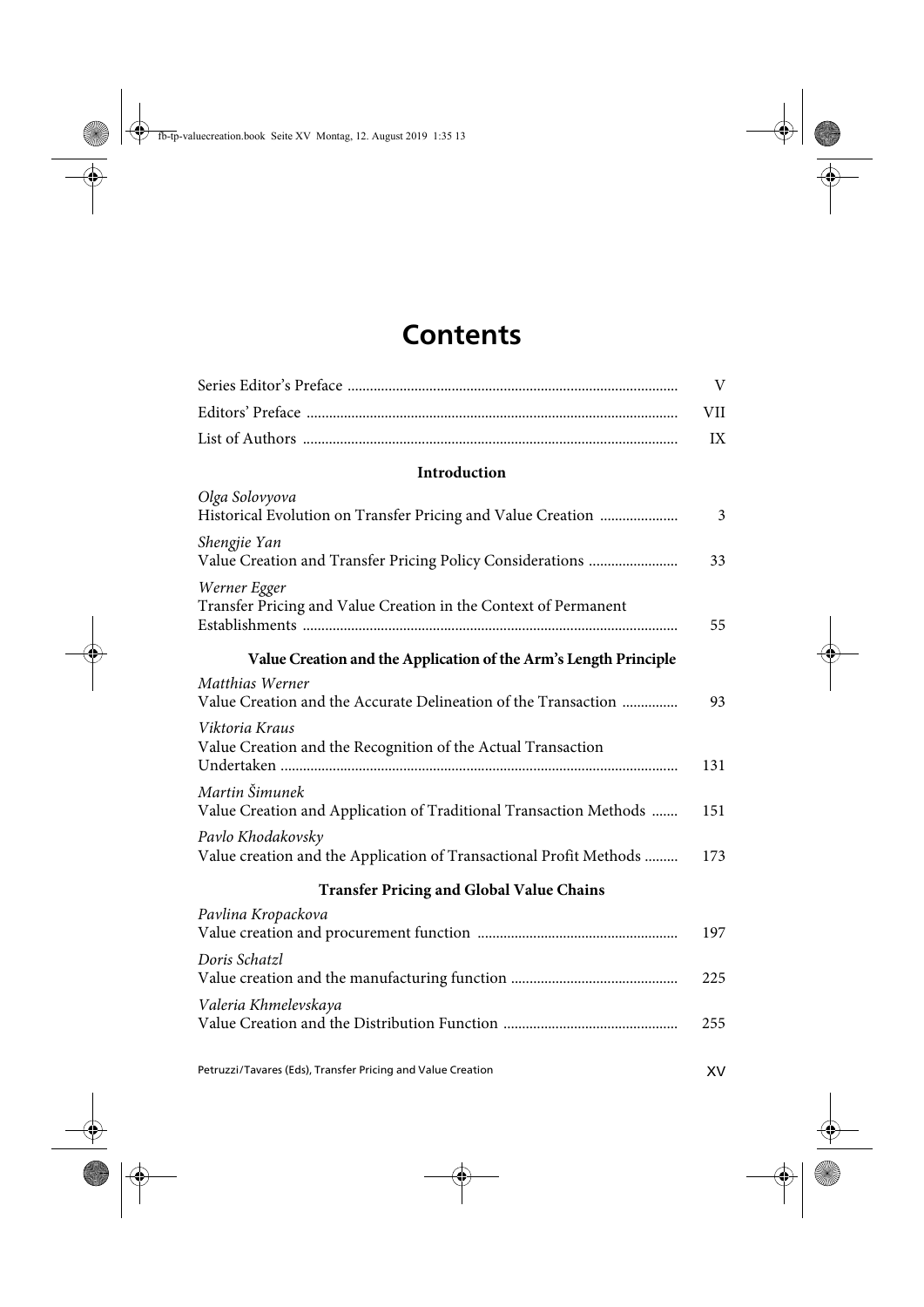# Contents

| | |
|---|---|
| Series Editor's Preface | V |
| Editors' Preface | VII |
| List of Authors | IX |

## Introduction

*Olga Solovyova*
Historical Evolution on Transfer Pricing and Value Creation ..... 3

*Shengjie Yan*
Value Creation and Transfer Pricing Policy Considerations ..... 33

*Werner Egger*
Transfer Pricing and Value Creation in the Context of Permanent Establishments ..... 55

## Value Creation and the Application of the Arm's Length Principle

*Matthias Werner*
Value Creation and the Accurate Delineation of the Transaction ..... 93

*Viktoria Kraus*
Value Creation and the Recognition of the Actual Transaction Undertaken ..... 131

*Martin Šimunek*
Value Creation and Application of Traditional Transaction Methods ..... 151

*Pavlo Khodakovsky*
Value creation and the Application of Transactional Profit Methods ..... 173

## Transfer Pricing and Global Value Chains

*Pavlina Kropackova*
Value creation and procurement function ..... 197

*Doris Schatzl*
Value creation and the manufacturing function ..... 225

*Valeria Khmelevskaya*
Value Creation and the Distribution Function ..... 255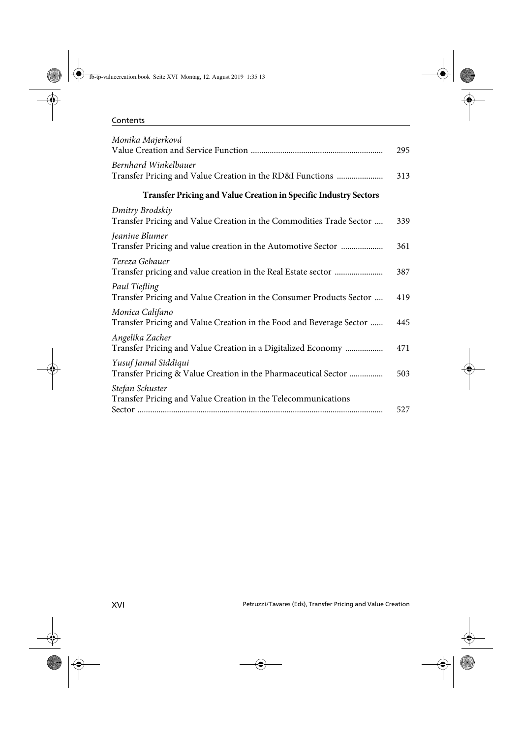*Monika Majerková*
Value Creation and Service Function .............................................................. 295

*Bernhard Winkelbauer*
Transfer Pricing and Value Creation in the RD&I Functions ...................... 313

**Transfer Pricing and Value Creation in Specific Industry Sectors**

*Dmitry Brodskiy*
Transfer Pricing and Value Creation in the Commodities Trade Sector .... 339

*Jeanine Blumer*
Transfer Pricing and value creation in the Automotive Sector .................... 361

*Tereza Gebauer*
Transfer pricing and value creation in the Real Estate sector ....................... 387

*Paul Tiefling*
Transfer Pricing and Value Creation in the Consumer Products Sector .... 419

*Monica Califano*
Transfer Pricing and Value Creation in the Food and Beverage Sector ...... 445

*Angelika Zacher*
Transfer Pricing and Value Creation in a Digitalized Economy .................. 471

*Yusuf Jamal Siddiqui*
Transfer Pricing & Value Creation in the Pharmaceutical Sector ................ 503

*Stefan Schuster*
Transfer Pricing and Value Creation in the Telecommunications Sector .................................................................................................................. 527